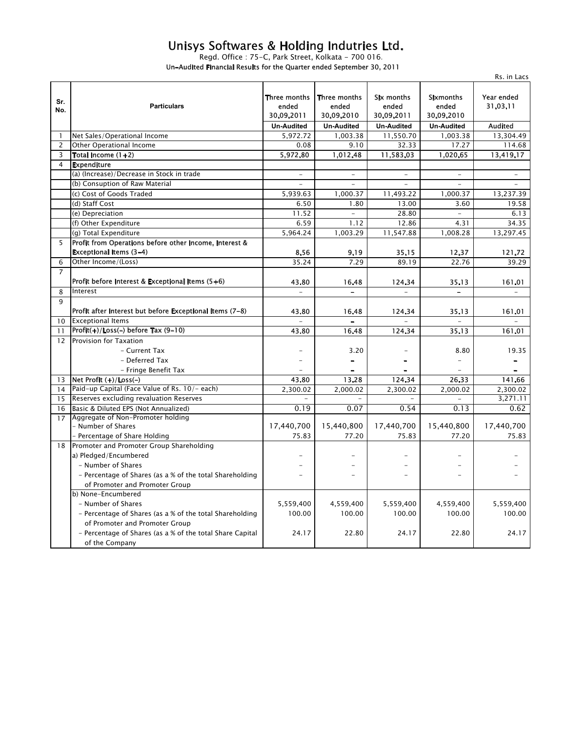# Unisys Softwares & Holding Indutries Ltd.

Regd. Office : 75-C, Park Street, Kolkata - 700 016.

Un-Audited Financial Results for the Quarter ended September 30, 2011

Rs. in Lacs

| Sr. No. | Particulars | Three months ended 30.09.2011 | Three months ended 30.09.2010 | Six months ended 30.09.2011 | Sixmonths ended 30.09.2010 | Year ended 31.03.11 |
|---|---|---|---|---|---|---|
| | | Un-Audited | Un-Audited | Un-Audited | Un-Audited | Audited |
| 1 | Net Sales/Operational Income | 5,972.72 | 1,003.38 | 11,550.70 | 1,003.38 | 13,304.49 |
| 2 | Other Operational Income | 0.08 | 9.10 | 32.33 | 17.27 | 114.68 |
| 3 | Total Income (1+2) | 5,972.80 | 1,012.48 | 11,583.03 | 1,020.65 | 13,419.17 |
| 4 | Expenditure | | | | | |
| | (a) (Increase)/Decrease in Stock in trade | - | - | - | - | - |
| | (b) Consuption of Raw Material | - | - | - | - | - |
| | (c) Cost of Goods Traded | 5,939.63 | 1,000.37 | 11,493.22 | 1,000.37 | 13,237.39 |
| | (d) Staff Cost | 6.50 | 1.80 | 13.00 | 3.60 | 19.58 |
| | (e) Depreciation | 11.52 | - | 28.80 | - | 6.13 |
| | (f) Other Expenditure | 6.59 | 1.12 | 12.86 | 4.31 | 34.35 |
| | (g) Total Expenditure | 5,964.24 | 1,003.29 | 11,547.88 | 1,008.28 | 13,297.45 |
| 5 | Profit from Operations before other Income, Interest & Exceptional Items (3-4) | 8.56 | 9.19 | 35.15 | 12.37 | 121.72 |
| 6 | Other Income/(Loss) | 35.24 | 7.29 | 89.19 | 22.76 | 39.29 |
| 7 | Profit before Interest & Exceptional Items (5+6) | 43.80 | 16.48 | 124.34 | 35.13 | 161.01 |
| 8 | Interest | - | - | - | - | - |
| 9 | Profit after Interest but before Exceptional Items (7-8) | 43.80 | 16.48 | 124.34 | 35.13 | 161.01 |
| 10 | Exceptional Items | - | - | - | - | - |
| 11 | Profit(+)/Loss(-) before Tax (9-10) | 43.80 | 16.48 | 124.34 | 35.13 | 161.01 |
| 12 | Provision for Taxation | | | | | |
| | - Current Tax | - | 3.20 | - | 8.80 | 19.35 |
| | - Deferred Tax | - | - | - | - | - |
| | - Fringe Benefit Tax | - | - | - | - | - |
| 13 | Net Profit (+)/Loss(-) | 43.80 | 13.28 | 124.34 | 26.33 | 141.66 |
| 14 | Paid-up Capital (Face Value of Rs. 10/- each) | 2,300.02 | 2,000.02 | 2,300.02 | 2,000.02 | 2,300.02 |
| 15 | Reserves excluding revaluation Reserves | - | - | - | - | 3,271.11 |
| 16 | Basic & Diluted EPS (Not Annualized) | 0.19 | 0.07 | 0.54 | 0.13 | 0.62 |
| 17 | Aggregate of Non-Promoter holding | | | | | |
| | - Number of Shares | 17,440,700 | 15,440,800 | 17,440,700 | 15,440,800 | 17,440,700 |
| | - Percentage of Share Holding | 75.83 | 77.20 | 75.83 | 77.20 | 75.83 |
| 18 | Promoter and Promoter Group Shareholding | | | | | |
| | a) Pledged/Encumbered | - | - | - | - | - |
| | - Number of Shares | - | - | - | - | - |
| | - Percentage of Shares (as a % of the total Shareholding of Promoter and Promoter Group | - | - | - | - | - |
| | b) None-Encumbered | | | | | |
| | - Number of Shares | 5,559,400 | 4,559,400 | 5,559,400 | 4,559,400 | 5,559,400 |
| | - Percentage of Shares (as a % of the total Shareholding of Promoter and Promoter Group | 100.00 | 100.00 | 100.00 | 100.00 | 100.00 |
| | - Percentage of Shares (as a % of the total Share Capital of the Company | 24.17 | 22.80 | 24.17 | 22.80 | 24.17 |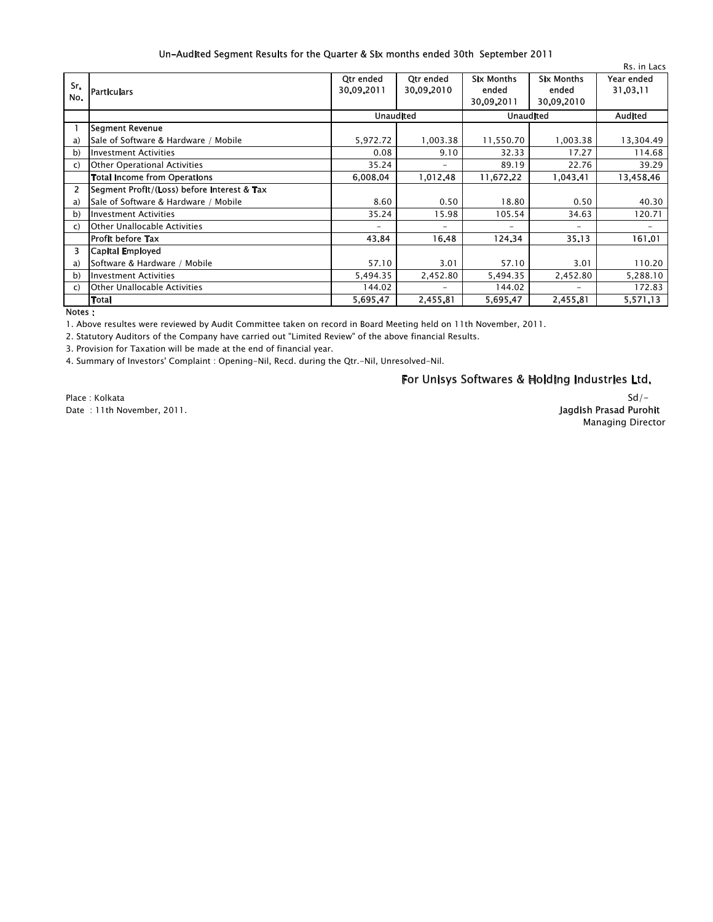## Un-Audited Segment Results for the Quarter & Six months ended 30th September 2011

Rs. in Lacs

| Sr. No. | Particulars | Qtr ended 30.09.2011 | Qtr ended 30.09.2010 | Six Months ended 30.09.2011 | Six Months ended 30.09.2010 | Year ended 31.03.11 |
|---|---|---|---|---|---|---|
| | | Unaudited | | Unaudited | | Audited |
| 1 | **Segment Revenue** | | | | | |
| a) | Sale of Software & Hardware / Mobile | 5,972.72 | 1,003.38 | 11,550.70 | 1,003.38 | 13,304.49 |
| b) | Investment Activities | 0.08 | 9.10 | 32.33 | 17.27 | 114.68 |
| c) | Other Operational Activities | 35.24 | - | 89.19 | 22.76 | 39.29 |
| | **Total Income from Operations** | **6,008.04** | **1,012.48** | **11,672.22** | **1,043.41** | **13,458.46** |
| 2 | **Segment Profit/(Loss) before Interest & Tax** | | | | | |
| a) | Sale of Software & Hardware / Mobile | 8.60 | 0.50 | 18.80 | 0.50 | 40.30 |
| b) | Investment Activities | 35.24 | 15.98 | 105.54 | 34.63 | 120.71 |
| c) | Other Unallocable Activities | - | - | - | - | - |
| | **Profit before Tax** | **43.84** | **16.48** | **124.34** | **35.13** | **161.01** |
| 3 | **Capital Employed** | | | | | |
| a) | Software & Hardware / Mobile | 57.10 | 3.01 | 57.10 | 3.01 | 110.20 |
| b) | Investment Activities | 5,494.35 | 2,452.80 | 5,494.35 | 2,452.80 | 5,288.10 |
| c) | Other Unallocable Activities | 144.02 | - | 144.02 | - | 172.83 |
| | **Total** | **5,695.47** | **2,455.81** | **5,695.47** | **2,455.81** | **5,571.13** |

**Notes :**

1. Above resultes were reviewed by Audit Committee taken on record in Board Meeting held on 11th November, 2011.
2. Statutory Auditors of the Company have carried out "Limited Review" of the above financial Results.
3. Provision for Taxation will be made at the end of financial year.
4. Summary of Investors' Complaint : Opening-Nil, Recd. during the Qtr.-Nil, Unresolved-Nil.

**For Unisys Softwares & Holding Industries Ltd.**

Sd/-

**Jagdish Prasad Purohit**

Managing Director

Place : Kolkata

Date : 11th November, 2011.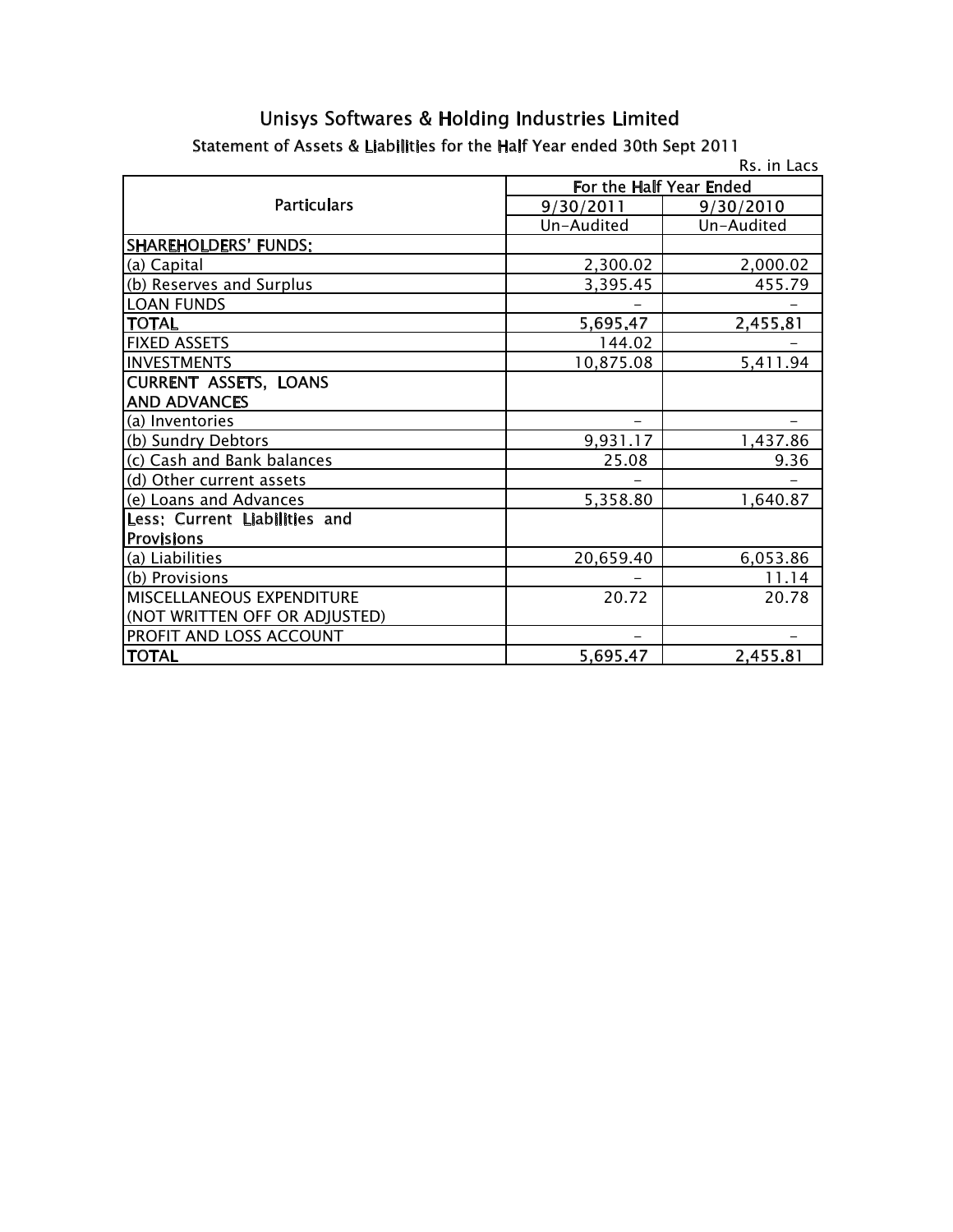# Unisys Softwares & Holding Industries Limited

## Statement of Assets & Liabilities for the Half Year ended 30th Sept 2011

Rs. in Lacs

| Particulars | For the Half Year Ended | |
|---|---|---|
| | 9/30/2011 | 9/30/2010 |
| | Un-Audited | Un-Audited |
| SHAREHOLDERS' FUNDS: | | |
| (a) Capital | 2,300.02 | 2,000.02 |
| (b) Reserves and Surplus | 3,395.45 | 455.79 |
| LOAN FUNDS | - | - |
| **TOTAL** | 5,695.47 | 2,455.81 |
| FIXED ASSETS | 144.02 | - |
| INVESTMENTS | 10,875.08 | 5,411.94 |
| CURRENT ASSETS, LOANS AND ADVANCES | | |
| (a) Inventories | - | - |
| (b) Sundry Debtors | 9,931.17 | 1,437.86 |
| (c) Cash and Bank balances | 25.08 | 9.36 |
| (d) Other current assets | - | - |
| (e) Loans and Advances | 5,358.80 | 1,640.87 |
| Less: Current Liabilities and Provisions | | |
| (a) Liabilities | 20,659.40 | 6,053.86 |
| (b) Provisions | - | 11.14 |
| MISCELLANEOUS EXPENDITURE (NOT WRITTEN OFF OR ADJUSTED) | 20.72 | 20.78 |
| PROFIT AND LOSS ACCOUNT | - | - |
| **TOTAL** | 5,695.47 | 2,455.81 |